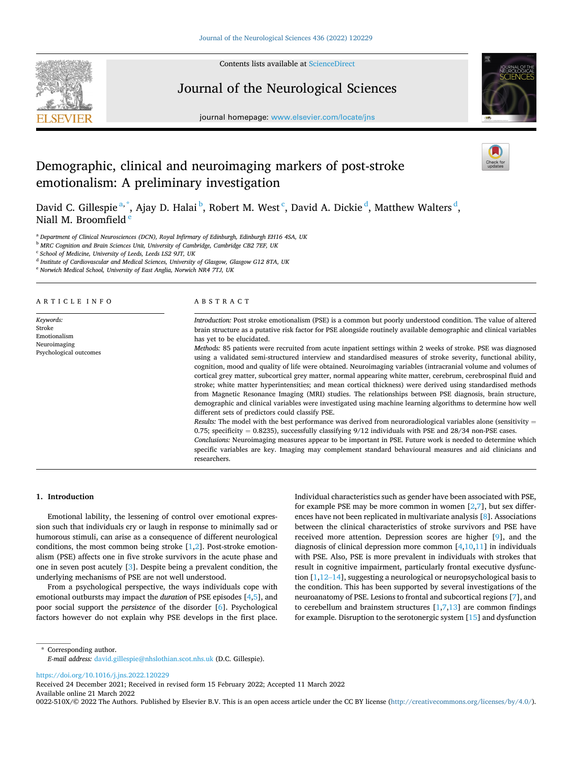# Demographic, clinical and neuroimaging markers of post-stroke emotionalism: A preliminary investigation

David C. Gillespie [a,*], Ajay D. Halai [b], Robert M. West [c], David A. Dickie [d], Matthew Walters [d], Niall M. Broomfield [e]

[a] Department of Clinical Neurosciences (DCN), Royal Infirmary of Edinburgh, Edinburgh EH16 4SA, UK
[b] MRC Cognition and Brain Sciences Unit, University of Cambridge, Cambridge CB2 7EF, UK
[c] School of Medicine, University of Leeds, Leeds LS2 9JT, UK
[d] Institute of Cardiovascular and Medical Sciences, University of Glasgow, Glasgow G12 8TA, UK
[e] Norwich Medical School, University of East Anglia, Norwich NR4 7TJ, UK

## ARTICLE INFO

*Keywords:*
Stroke
Emotionalism
Neuroimaging
Psychological outcomes

## ABSTRACT

*Introduction:* Post stroke emotionalism (PSE) is a common but poorly understood condition. The value of altered brain structure as a putative risk factor for PSE alongside routinely available demographic and clinical variables has yet to be elucidated.

*Methods:* 85 patients were recruited from acute inpatient settings within 2 weeks of stroke. PSE was diagnosed using a validated semi-structured interview and standardised measures of stroke severity, functional ability, cognition, mood and quality of life were obtained. Neuroimaging variables (intracranial volume and volumes of cortical grey matter, subcortical grey matter, normal appearing white matter, cerebrum, cerebrospinal fluid and stroke; white matter hyperintensities; and mean cortical thickness) were derived using standardised methods from Magnetic Resonance Imaging (MRI) studies. The relationships between PSE diagnosis, brain structure, demographic and clinical variables were investigated using machine learning algorithms to determine how well different sets of predictors could classify PSE.

*Results:* The model with the best performance was derived from neuroradiological variables alone (sensitivity = 0.75; specificity = 0.8235), successfully classifying 9/12 individuals with PSE and 28/34 non-PSE cases.

*Conclusions:* Neuroimaging measures appear to be important in PSE. Future work is needed to determine which specific variables are key. Imaging may complement standard behavioural measures and aid clinicians and researchers.

## 1. Introduction

Emotional lability, the lessening of control over emotional expression such that individuals cry or laugh in response to minimally sad or humorous stimuli, can arise as a consequence of different neurological conditions, the most common being stroke [1,2]. Post-stroke emotionalism (PSE) affects one in five stroke survivors in the acute phase and one in seven post acutely [3]. Despite being a prevalent condition, the underlying mechanisms of PSE are not well understood.

From a psychological perspective, the ways individuals cope with emotional outbursts may impact the *duration* of PSE episodes [4,5], and poor social support the *persistence* of the disorder [6]. Psychological factors however do not explain why PSE develops in the first place. Individual characteristics such as gender have been associated with PSE, for example PSE may be more common in women [2,7], but sex differences have not been replicated in multivariate analysis [8]. Associations between the clinical characteristics of stroke survivors and PSE have received more attention. Depression scores are higher [9], and the diagnosis of clinical depression more common [4,10,11] in individuals with PSE. Also, PSE is more prevalent in individuals with strokes that result in cognitive impairment, particularly frontal executive dysfunction [1,12–14], suggesting a neurological or neuropsychological basis to the condition. This has been supported by several investigations of the neuroanatomy of PSE. Lesions to frontal and subcortical regions [7], and to cerebellum and brainstem structures [1,7,13] are common findings for example. Disruption to the serotonergic system [15] and dysfunction

\* Corresponding author.
*E-mail address:* david.gillespie@nhslothian.scot.nhs.uk (D.C. Gillespie).

https://doi.org/10.1016/j.jns.2022.120229
Received 24 December 2021; Received in revised form 15 February 2022; Accepted 11 March 2022
Available online 21 March 2022
0022-510X/© 2022 The Authors. Published by Elsevier B.V. This is an open access article under the CC BY license (http://creativecommons.org/licenses/by/4.0/).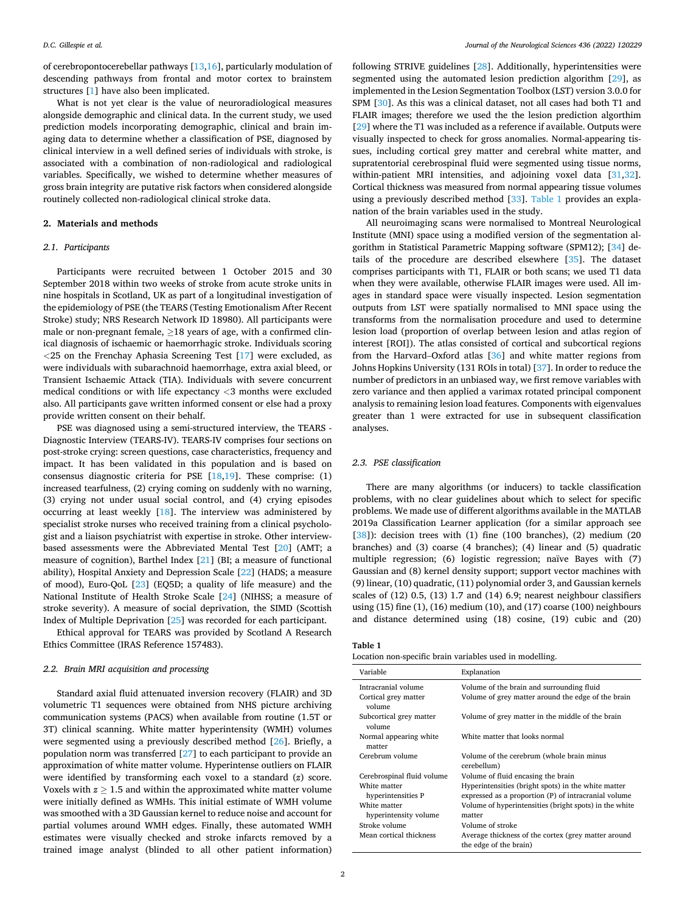of cerebropontocerebellar pathways [13,16], particularly modulation of descending pathways from frontal and motor cortex to brainstem structures [1] have also been implicated.

What is not yet clear is the value of neuroradiological measures alongside demographic and clinical data. In the current study, we used prediction models incorporating demographic, clinical and brain imaging data to determine whether a classification of PSE, diagnosed by clinical interview in a well defined series of individuals with stroke, is associated with a combination of non-radiological and radiological variables. Specifically, we wished to determine whether measures of gross brain integrity are putative risk factors when considered alongside routinely collected non-radiological clinical stroke data.

## 2. Materials and methods

### 2.1. Participants

Participants were recruited between 1 October 2015 and 30 September 2018 within two weeks of stroke from acute stroke units in nine hospitals in Scotland, UK as part of a longitudinal investigation of the epidemiology of PSE (the TEARS (Testing Emotionalism After Recent Stroke) study; NRS Research Network ID 18980). All participants were male or non-pregnant female, ≥18 years of age, with a confirmed clinical diagnosis of ischaemic or haemorrhagic stroke. Individuals scoring <25 on the Frenchay Aphasia Screening Test [17] were excluded, as were individuals with subarachnoid haemorrhage, extra axial bleed, or Transient Ischaemic Attack (TIA). Individuals with severe concurrent medical conditions or with life expectancy <3 months were excluded also. All participants gave written informed consent or else had a proxy provide written consent on their behalf.

PSE was diagnosed using a semi-structured interview, the TEARS - Diagnostic Interview (TEARS-IV). TEARS-IV comprises four sections on post-stroke crying: screen questions, case characteristics, frequency and impact. It has been validated in this population and is based on consensus diagnostic criteria for PSE [18,19]. These comprise: (1) increased tearfulness, (2) crying coming on suddenly with no warning, (3) crying not under usual social control, and (4) crying episodes occurring at least weekly [18]. The interview was administered by specialist stroke nurses who received training from a clinical psychologist and a liaison psychiatrist with expertise in stroke. Other interview-based assessments were the Abbreviated Mental Test [20] (AMT; a measure of cognition), Barthel Index [21] (BI; a measure of functional ability), Hospital Anxiety and Depression Scale [22] (HADS; a measure of mood), Euro-QoL [23] (EQ5D; a quality of life measure) and the National Institute of Health Stroke Scale [24] (NIHSS; a measure of stroke severity). A measure of social deprivation, the SIMD (Scottish Index of Multiple Deprivation [25] was recorded for each participant.

Ethical approval for TEARS was provided by Scotland A Research Ethics Committee (IRAS Reference 157483).

### 2.2. Brain MRI acquisition and processing

Standard axial fluid attenuated inversion recovery (FLAIR) and 3D volumetric T1 sequences were obtained from NHS picture archiving communication systems (PACS) when available from routine (1.5T or 3T) clinical scanning. White matter hyperintensity (WMH) volumes were segmented using a previously described method [26]. Briefly, a population norm was transferred [27] to each participant to provide an approximation of white matter volume. Hyperintense outliers on FLAIR were identified by transforming each voxel to a standard ($z$) score. Voxels with $z \geq 1.5$ and within the approximated white matter volume were initially defined as WMHs. This initial estimate of WMH volume was smoothed with a 3D Gaussian kernel to reduce noise and account for partial volumes around WMH edges. Finally, these automated WMH estimates were visually checked and stroke infarcts removed by a trained image analyst (blinded to all other patient information) following STRIVE guidelines [28]. Additionally, hyperintensities were segmented using the automated lesion prediction algorithm [29], as implemented in the Lesion Segmentation Toolbox (LST) version 3.0.0 for SPM [30]. As this was a clinical dataset, not all cases had both T1 and FLAIR images; therefore we used the the lesion prediction algorthim [29] where the T1 was included as a reference if available. Outputs were visually inspected to check for gross anomalies. Normal-appearing tissues, including cortical grey matter and cerebral white matter, and supratentorial cerebrospinal fluid were segmented using tissue norms, within-patient MRI intensities, and adjoining voxel data [31,32]. Cortical thickness was measured from normal appearing tissue volumes using a previously described method [33]. Table 1 provides an explanation of the brain variables used in the study.

All neuroimaging scans were normalised to Montreal Neurological Institute (MNI) space using a modified version of the segmentation algorithm in Statistical Parametric Mapping software (SPM12); [34] details of the procedure are described elsewhere [35]. The dataset comprises participants with T1, FLAIR or both scans; we used T1 data when they were available, otherwise FLAIR images were used. All images in standard space were visually inspected. Lesion segmentation outputs from LST were spatially normalised to MNI space using the transforms from the normalisation procedure and used to determine lesion load (proportion of overlap between lesion and atlas region of interest [ROI]). The atlas consisted of cortical and subcortical regions from the Harvard–Oxford atlas [36] and white matter regions from Johns Hopkins University (131 ROIs in total) [37]. In order to reduce the number of predictors in an unbiased way, we first remove variables with zero variance and then applied a varimax rotated principal component analysis to remaining lesion load features. Components with eigenvalues greater than 1 were extracted for use in subsequent classification analyses.

### 2.3. PSE classification

There are many algorithms (or inducers) to tackle classification problems, with no clear guidelines about which to select for specific problems. We made use of different algorithms available in the MATLAB 2019a Classification Learner application (for a similar approach see [38]): decision trees with (1) fine (100 branches), (2) medium (20 branches) and (3) coarse (4 branches); (4) linear and (5) quadratic multiple regression; (6) logistic regression; naïve Bayes with (7) Gaussian and (8) kernel density support; support vector machines with (9) linear, (10) quadratic, (11) polynomial order 3, and Gaussian kernels scales of (12) 0.5, (13) 1.7 and (14) 6.9; nearest neighbour classifiers using (15) fine (1), (16) medium (10), and (17) coarse (100) neighbours and distance determined using (18) cosine, (19) cubic and (20)

Table 1
Location non-specific brain variables used in modelling.

| Variable | Explanation |
|---|---|
| Intracranial volume | Volume of the brain and surrounding fluid |
| Cortical grey matter volume | Volume of grey matter around the edge of the brain |
| Subcortical grey matter volume | Volume of grey matter in the middle of the brain |
| Normal appearing white matter | White matter that looks normal |
| Cerebrum volume | Volume of the cerebrum (whole brain minus cerebellum) |
| Cerebrospinal fluid volume | Volume of fluid encasing the brain |
| White matter hyperintensities P | Hyperintensities (bright spots) in the white matter expressed as a proportion (P) of intracranial volume |
| White matter hyperintensity volume | Volume of hyperintensities (bright spots) in the white matter |
| Stroke volume | Volume of stroke |
| Mean cortical thickness | Average thickness of the cortex (grey matter around the edge of the brain) |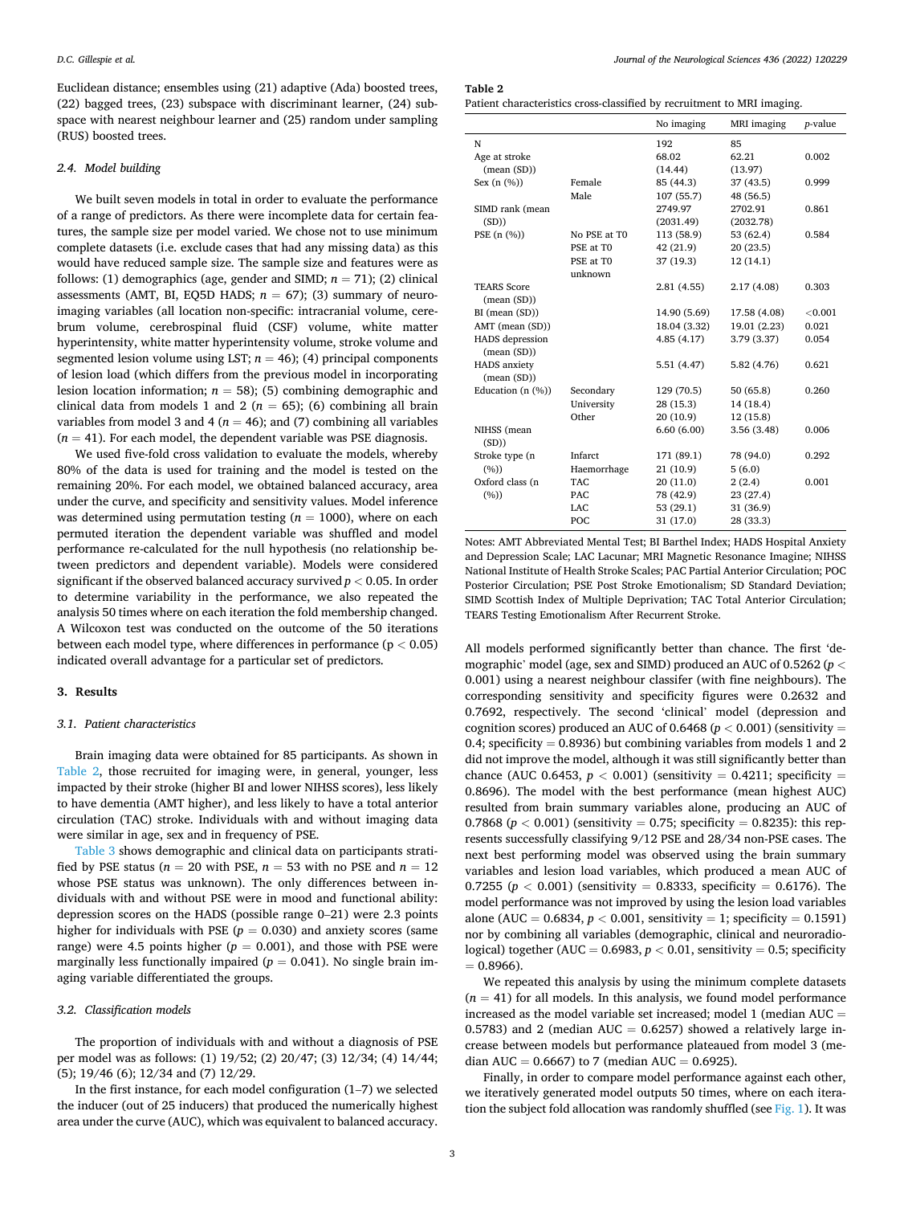Euclidean distance; ensembles using (21) adaptive (Ada) boosted trees, (22) bagged trees, (23) subspace with discriminant learner, (24) subspace with nearest neighbour learner and (25) random under sampling (RUS) boosted trees.

### 2.4. Model building

We built seven models in total in order to evaluate the performance of a range of predictors. As there were incomplete data for certain features, the sample size per model varied. We chose not to use minimum complete datasets (i.e. exclude cases that had any missing data) as this would have reduced sample size. The sample size and features were as follows: (1) demographics (age, gender and SIMD; $n = 71$); (2) clinical assessments (AMT, BI, EQ5D HADS; $n = 67$); (3) summary of neuroimaging variables (all location non-specific: intracranial volume, cerebrum volume, cerebrospinal fluid (CSF) volume, white matter hyperintensity, white matter hyperintensity volume, stroke volume and segmented lesion volume using LST; $n = 46$); (4) principal components of lesion load (which differs from the previous model in incorporating lesion location information; $n = 58$); (5) combining demographic and clinical data from models 1 and 2 ($n = 65$); (6) combining all brain variables from model 3 and 4 ($n = 46$); and (7) combining all variables ($n = 41$). For each model, the dependent variable was PSE diagnosis.

We used five-fold cross validation to evaluate the models, whereby 80% of the data is used for training and the model is tested on the remaining 20%. For each model, we obtained balanced accuracy, area under the curve, and specificity and sensitivity values. Model inference was determined using permutation testing ($n = 1000$), where on each permuted iteration the dependent variable was shuffled and model performance re-calculated for the null hypothesis (no relationship between predictors and dependent variable). Models were considered significant if the observed balanced accuracy survived $p < 0.05$. In order to determine variability in the performance, we also repeated the analysis 50 times where on each iteration the fold membership changed. A Wilcoxon test was conducted on the outcome of the 50 iterations between each model type, where differences in performance ($p < 0.05$) indicated overall advantage for a particular set of predictors.

## 3. Results

### 3.1. Patient characteristics

Brain imaging data were obtained for 85 participants. As shown in Table 2, those recruited for imaging were, in general, younger, less impacted by their stroke (higher BI and lower NIHSS scores), less likely to have dementia (AMT higher), and less likely to have a total anterior circulation (TAC) stroke. Individuals with and without imaging data were similar in age, sex and in frequency of PSE.

Table 3 shows demographic and clinical data on participants stratified by PSE status ($n = 20$ with PSE, $n = 53$ with no PSE and $n = 12$ whose PSE status was unknown). The only differences between individuals with and without PSE were in mood and functional ability: depression scores on the HADS (possible range 0–21) were 2.3 points higher for individuals with PSE ($p = 0.030$) and anxiety scores (same range) were 4.5 points higher ($p = 0.001$), and those with PSE were marginally less functionally impaired ($p = 0.041$). No single brain imaging variable differentiated the groups.

### 3.2. Classification models

The proportion of individuals with and without a diagnosis of PSE per model was as follows: (1) 19/52; (2) 20/47; (3) 12/34; (4) 14/44; (5); 19/46 (6); 12/34 and (7) 12/29.

In the first instance, for each model configuration (1–7) we selected the inducer (out of 25 inducers) that produced the numerically highest area under the curve (AUC), which was equivalent to balanced accuracy.

**Table 2**
Patient characteristics cross-classified by recruitment to MRI imaging.

| | | No imaging | MRI imaging | p-value |
|---|---|---|---|---|
| N | | 192 | 85 | |
| Age at stroke (mean (SD)) | | 68.02 (14.44) | 62.21 (13.97) | 0.002 |
| Sex (n (%)) | Female | 85 (44.3) | 37 (43.5) | 0.999 |
| | Male | 107 (55.7) | 48 (56.5) | |
| SIMD rank (mean (SD)) | | 2749.97 (2031.49) | 2702.91 (2032.78) | 0.861 |
| PSE (n (%)) | No PSE at T0 | 113 (58.9) | 53 (62.4) | 0.584 |
| | PSE at T0 | 42 (21.9) | 20 (23.5) | |
| | PSE at T0 unknown | 37 (19.3) | 12 (14.1) | |
| TEARS Score (mean (SD)) | | 2.81 (4.55) | 2.17 (4.08) | 0.303 |
| BI (mean (SD)) | | 14.90 (5.69) | 17.58 (4.08) | <0.001 |
| AMT (mean (SD)) | | 18.04 (3.32) | 19.01 (2.23) | 0.021 |
| HADS depression (mean (SD)) | | 4.85 (4.17) | 3.79 (3.37) | 0.054 |
| HADS anxiety (mean (SD)) | | 5.51 (4.47) | 5.82 (4.76) | 0.621 |
| Education (n (%)) | Secondary | 129 (70.5) | 50 (65.8) | 0.260 |
| | University | 28 (15.3) | 14 (18.4) | |
| | Other | 20 (10.9) | 12 (15.8) | |
| NIHSS (mean (SD)) | | 6.60 (6.00) | 3.56 (3.48) | 0.006 |
| Stroke type (n (%)) | Infarct | 171 (89.1) | 78 (94.0) | 0.292 |
| | Haemorrhage | 21 (10.9) | 5 (6.0) | |
| Oxford class (n (%)) | TAC | 20 (11.0) | 2 (2.4) | 0.001 |
| | PAC | 78 (42.9) | 23 (27.4) | |
| | LAC | 53 (29.1) | 31 (36.9) | |
| | POC | 31 (17.0) | 28 (33.3) | |

Notes: AMT Abbreviated Mental Test; BI Barthel Index; HADS Hospital Anxiety and Depression Scale; LAC Lacunar; MRI Magnetic Resonance Imagine; NIHSS National Institute of Health Stroke Scales; PAC Partial Anterior Circulation; POC Posterior Circulation; PSE Post Stroke Emotionalism; SD Standard Deviation; SIMD Scottish Index of Multiple Deprivation; TAC Total Anterior Circulation; TEARS Testing Emotionalism After Recurrent Stroke.

All models performed significantly better than chance. The first 'demographic' model (age, sex and SIMD) produced an AUC of 0.5262 ($p < 0.001$) using a nearest neighbour classifer (with fine neighbours). The corresponding sensitivity and specificity figures were 0.2632 and 0.7692, respectively. The second 'clinical' model (depression and cognition scores) produced an AUC of 0.6468 ($p < 0.001$) (sensitivity = 0.4; specificity = 0.8936) but combining variables from models 1 and 2 did not improve the model, although it was still significantly better than chance (AUC 0.6453, $p < 0.001$) (sensitivity = 0.4211; specificity = 0.8696). The model with the best performance (mean highest AUC) resulted from brain summary variables alone, producing an AUC of 0.7868 ($p < 0.001$) (sensitivity = 0.75; specificity = 0.8235): this represents successfully classifying 9/12 PSE and 28/34 non-PSE cases. The next best performing model was observed using the brain summary variables and lesion load variables, which produced a mean AUC of 0.7255 ($p < 0.001$) (sensitivity = 0.8333, specificity = 0.6176). The model performance was not improved by using the lesion load variables alone (AUC = 0.6834, $p < 0.001$, sensitivity = 1; specificity = 0.1591) nor by combining all variables (demographic, clinical and neuroradiological) together (AUC = 0.6983, $p < 0.01$, sensitivity = 0.5; specificity = 0.8966).

We repeated this analysis by using the minimum complete datasets ($n = 41$) for all models. In this analysis, we found model performance increased as the model variable set increased; model 1 (median AUC = 0.5783) and 2 (median AUC = 0.6257) showed a relatively large increase between models but performance plateaued from model 3 (median AUC = 0.6667) to 7 (median AUC = 0.6925).

Finally, in order to compare model performance against each other, we iteratively generated model outputs 50 times, where on each iteration the subject fold allocation was randomly shuffled (see Fig. 1). It was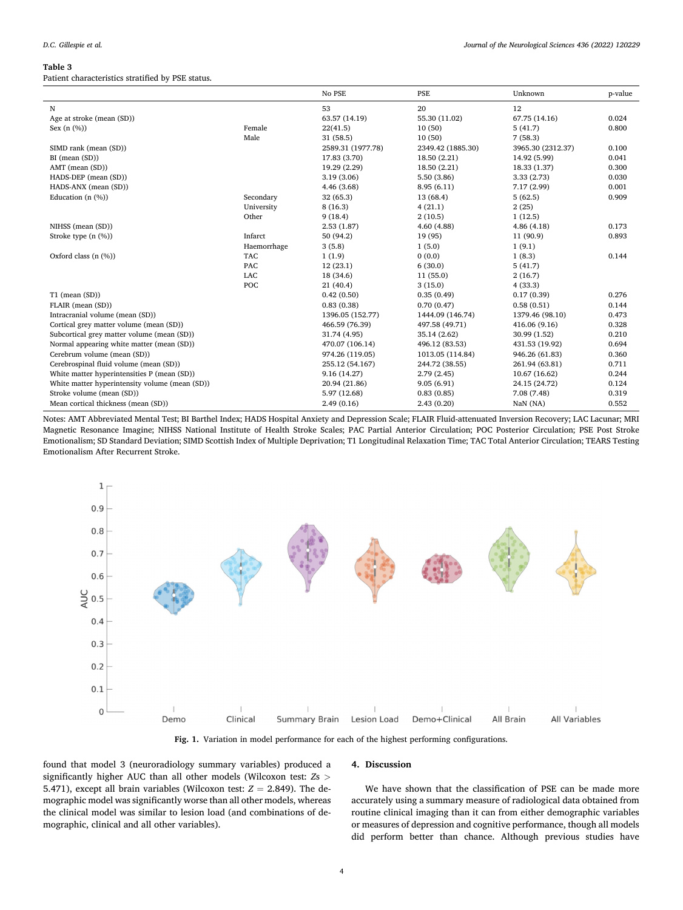**Table 3**

Patient characteristics stratified by PSE status.

| | | No PSE | PSE | Unknown | p-value |
|---|---|---|---|---|---|
| N | | 53 | 20 | 12 | |
| Age at stroke (mean (SD)) | | 63.57 (14.19) | 55.30 (11.02) | 67.75 (14.16) | 0.024 |
| Sex (n (%)) | Female | 22(41.5) | 10 (50) | 5 (41.7) | 0.800 |
| | Male | 31 (58.5) | 10 (50) | 7 (58.3) | |
| SIMD rank (mean (SD)) | | 2589.31 (1977.78) | 2349.42 (1885.30) | 3965.30 (2312.37) | 0.100 |
| BI (mean (SD)) | | 17.83 (3.70) | 18.50 (2.21) | 14.92 (5.99) | 0.041 |
| AMT (mean (SD)) | | 19.29 (2.29) | 18.50 (2.21) | 18.33 (1.37) | 0.300 |
| HADS-DEP (mean (SD)) | | 3.19 (3.06) | 5.50 (3.86) | 3.33 (2.73) | 0.030 |
| HADS-ANX (mean (SD)) | | 4.46 (3.68) | 8.95 (6.11) | 7.17 (2.99) | 0.001 |
| Education (n (%)) | Secondary | 32 (65.3) | 13 (68.4) | 5 (62.5) | 0.909 |
| | University | 8 (16.3) | 4 (21.1) | 2 (25) | |
| | Other | 9 (18.4) | 2 (10.5) | 1 (12.5) | |
| NIHSS (mean (SD)) | | 2.53 (1.87) | 4.60 (4.88) | 4.86 (4.18) | 0.173 |
| Stroke type (n (%)) | Infarct | 50 (94.2) | 19 (95) | 11 (90.9) | 0.893 |
| | Haemorrhage | 3 (5.8) | 1 (5.0) | 1 (9.1) | |
| Oxford class (n (%)) | TAC | 1 (1.9) | 0 (0.0) | 1 (8.3) | 0.144 |
| | PAC | 12 (23.1) | 6 (30.0) | 5 (41.7) | |
| | LAC | 18 (34.6) | 11 (55.0) | 2 (16.7) | |
| | POC | 21 (40.4) | 3 (15.0) | 4 (33.3) | |
| T1 (mean (SD)) | | 0.42 (0.50) | 0.35 (0.49) | 0.17 (0.39) | 0.276 |
| FLAIR (mean (SD)) | | 0.83 (0.38) | 0.70 (0.47) | 0.58 (0.51) | 0.144 |
| Intracranial volume (mean (SD)) | | 1396.05 (152.77) | 1444.09 (146.74) | 1379.46 (98.10) | 0.473 |
| Cortical grey matter volume (mean (SD)) | | 466.59 (76.39) | 497.58 (49.71) | 416.06 (9.16) | 0.328 |
| Subcortical grey matter volume (mean (SD)) | | 31.74 (4.95) | 35.14 (2.62) | 30.99 (1.52) | 0.210 |
| Normal appearing white matter (mean (SD)) | | 470.07 (106.14) | 496.12 (83.53) | 431.53 (19.92) | 0.694 |
| Cerebrum volume (mean (SD)) | | 974.26 (119.05) | 1013.05 (114.84) | 946.26 (61.83) | 0.360 |
| Cerebrospinal fluid volume (mean (SD)) | | 255.12 (54.167) | 244.72 (38.55) | 261.94 (63.81) | 0.711 |
| White matter hyperintensities P (mean (SD)) | | 9.16 (14.27) | 2.79 (2.45) | 10.67 (16.62) | 0.244 |
| White matter hyperintensity volume (mean (SD)) | | 20.94 (21.86) | 9.05 (6.91) | 24.15 (24.72) | 0.124 |
| Stroke volume (mean (SD)) | | 5.97 (12.68) | 0.83 (0.85) | 7.08 (7.48) | 0.319 |
| Mean cortical thickness (mean (SD)) | | 2.49 (0.16) | 2.43 (0.20) | NaN (NA) | 0.552 |

Notes: AMT Abbreviated Mental Test; BI Barthel Index; HADS Hospital Anxiety and Depression Scale; FLAIR Fluid-attenuated Inversion Recovery; LAC Lacunar; MRI Magnetic Resonance Imagine; NIHSS National Institute of Health Stroke Scales; PAC Partial Anterior Circulation; POC Posterior Circulation; PSE Post Stroke Emotionalism; SD Standard Deviation; SIMD Scottish Index of Multiple Deprivation; T1 Longitudinal Relaxation Time; TAC Total Anterior Circulation; TEARS Testing Emotionalism After Recurrent Stroke.

**Fig. 1.** Variation in model performance for each of the highest performing configurations.

found that model 3 (neuroradiology summary variables) produced a significantly higher AUC than all other models (Wilcoxon test: $Zs > 5.471$), except all brain variables (Wilcoxon test: $Z = 2.849$). The demographic model was significantly worse than all other models, whereas the clinical model was similar to lesion load (and combinations of demographic, clinical and all other variables).

## 4. Discussion

We have shown that the classification of PSE can be made more accurately using a summary measure of radiological data obtained from routine clinical imaging than it can from either demographic variables or measures of depression and cognitive performance, though all models did perform better than chance. Although previous studies have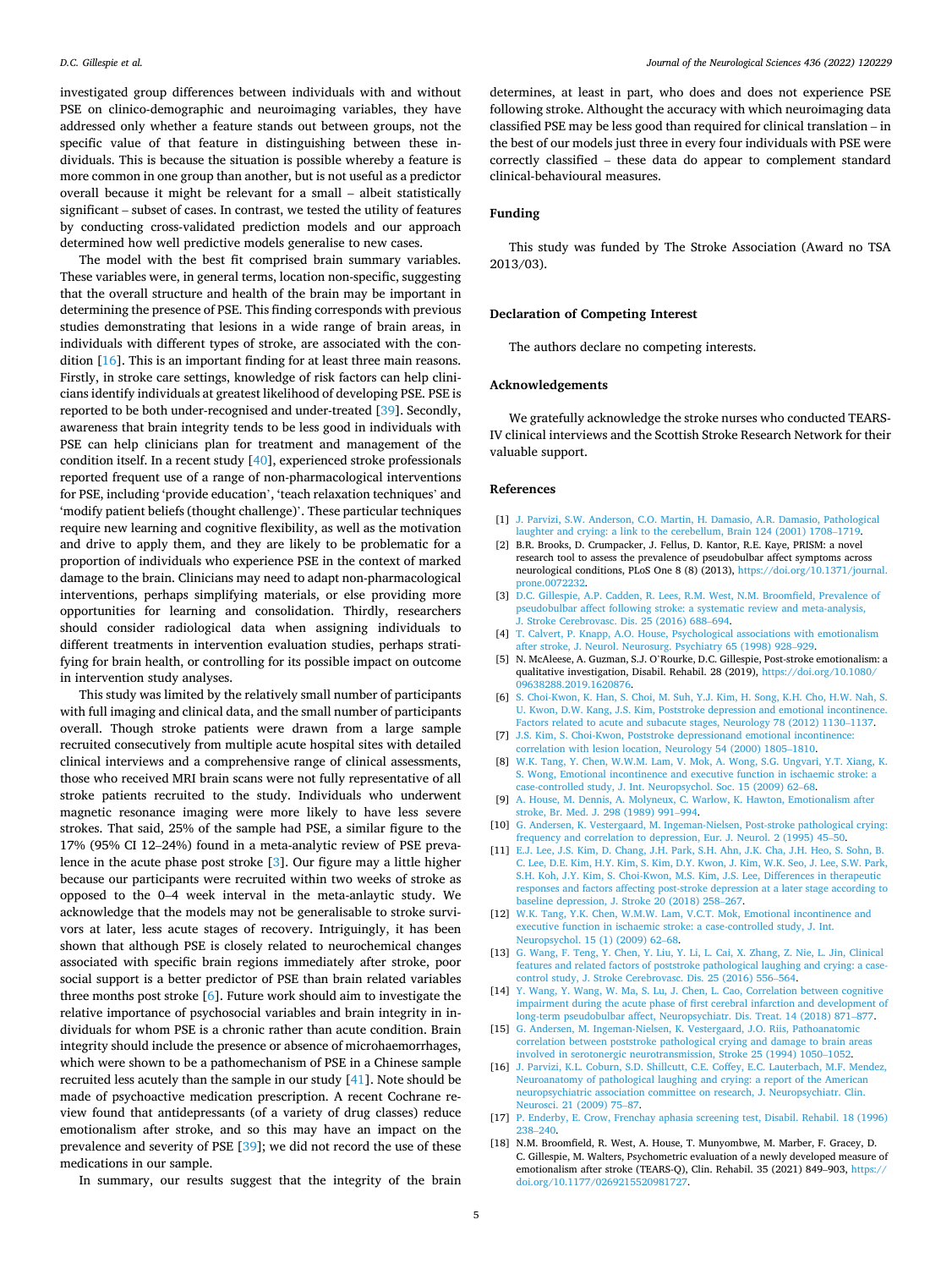investigated group differences between individuals with and without PSE on clinico-demographic and neuroimaging variables, they have addressed only whether a feature stands out between groups, not the specific value of that feature in distinguishing between these individuals. This is because the situation is possible whereby a feature is more common in one group than another, but is not useful as a predictor overall because it might be relevant for a small – albeit statistically significant – subset of cases. In contrast, we tested the utility of features by conducting cross-validated prediction models and our approach determined how well predictive models generalise to new cases.

The model with the best fit comprised brain summary variables. These variables were, in general terms, location non-specific, suggesting that the overall structure and health of the brain may be important in determining the presence of PSE. This finding corresponds with previous studies demonstrating that lesions in a wide range of brain areas, in individuals with different types of stroke, are associated with the condition [16]. This is an important finding for at least three main reasons. Firstly, in stroke care settings, knowledge of risk factors can help clinicians identify individuals at greatest likelihood of developing PSE. PSE is reported to be both under-recognised and under-treated [39]. Secondly, awareness that brain integrity tends to be less good in individuals with PSE can help clinicians plan for treatment and management of the condition itself. In a recent study [40], experienced stroke professionals reported frequent use of a range of non-pharmacological interventions for PSE, including 'provide education', 'teach relaxation techniques' and 'modify patient beliefs (thought challenge)'. These particular techniques require new learning and cognitive flexibility, as well as the motivation and drive to apply them, and they are likely to be problematic for a proportion of individuals who experience PSE in the context of marked damage to the brain. Clinicians may need to adapt non-pharmacological interventions, perhaps simplifying materials, or else providing more opportunities for learning and consolidation. Thirdly, researchers should consider radiological data when assigning individuals to different treatments in intervention evaluation studies, perhaps stratifying for brain health, or controlling for its possible impact on outcome in intervention study analyses.

This study was limited by the relatively small number of participants with full imaging and clinical data, and the small number of participants overall. Though stroke patients were drawn from a large sample recruited consecutively from multiple acute hospital sites with detailed clinical interviews and a comprehensive range of clinical assessments, those who received MRI brain scans were not fully representative of all stroke patients recruited to the study. Individuals who underwent magnetic resonance imaging were more likely to have less severe strokes. That said, 25% of the sample had PSE, a similar figure to the 17% (95% CI 12–24%) found in a meta-analytic review of PSE prevalence in the acute phase post stroke [3]. Our figure may a little higher because our participants were recruited within two weeks of stroke as opposed to the 0–4 week interval in the meta-anlaytic study. We acknowledge that the models may not be generalisable to stroke survivors at later, less acute stages of recovery. Intriguingly, it has been shown that although PSE is closely related to neurochemical changes associated with specific brain regions immediately after stroke, poor social support is a better predictor of PSE than brain related variables three months post stroke [6]. Future work should aim to investigate the relative importance of psychosocial variables and brain integrity in individuals for whom PSE is a chronic rather than acute condition. Brain integrity should include the presence or absence of microhaemorrhages, which were shown to be a pathomechanism of PSE in a Chinese sample recruited less acutely than the sample in our study [41]. Note should be made of psychoactive medication prescription. A recent Cochrane review found that antidepressants (of a variety of drug classes) reduce emotionalism after stroke, and so this may have an impact on the prevalence and severity of PSE [39]; we did not record the use of these medications in our sample.

In summary, our results suggest that the integrity of the brain determines, at least in part, who does and does not experience PSE following stroke. Althought the accuracy with which neuroimaging data classified PSE may be less good than required for clinical translation – in the best of our models just three in every four individuals with PSE were correctly classified – these data do appear to complement standard clinical-behavioural measures.

## Funding

This study was funded by The Stroke Association (Award no TSA 2013/03).

## Declaration of Competing Interest

The authors declare no competing interests.

## Acknowledgements

We gratefully acknowledge the stroke nurses who conducted TEARS-IV clinical interviews and the Scottish Stroke Research Network for their valuable support.

## References

[1] J. Parvizi, S.W. Anderson, C.O. Martin, H. Damasio, A.R. Damasio, Pathological laughter and crying: a link to the cerebellum, Brain 124 (2001) 1708–1719.

[2] B.R. Brooks, D. Crumpacker, J. Fellus, D. Kantor, R.E. Kaye, PRISM: a novel research tool to assess the prevalence of pseudobulbar affect symptoms across neurological conditions, PLoS One 8 (8) (2013), https://doi.org/10.1371/journal.prone.0072232.

[3] D.C. Gillespie, A.P. Cadden, R. Lees, R.M. West, N.M. Broomfield, Prevalence of pseudobulbar affect following stroke: a systematic review and meta-analysis, J. Stroke Cerebrovasc. Dis. 25 (2016) 688–694.

[4] T. Calvert, P. Knapp, A.O. House, Psychological associations with emotionalism after stroke, J. Neurol. Neurosurg. Psychiatry 65 (1998) 928–929.

[5] N. McAleese, A. Guzman, S.J. O'Rourke, D.C. Gillespie, Post-stroke emotionalism: a qualitative investigation, Disabil. Rehabil. 28 (2019), https://doi.org/10.1080/09638288.2019.1620876.

[6] S. Choi-Kwon, K. Han, S. Choi, M. Suh, Y.J. Kim, H. Song, K.H. Cho, H.W. Nah, S. U. Kwon, D.W. Kang, J.S. Kim, Poststroke depression and emotional incontinence. Factors related to acute and subacute stages, Neurology 78 (2012) 1130–1137.

[7] J.S. Kim, S. Choi-Kwon, Poststroke depressionand emotional incontinence: correlation with lesion location, Neurology 54 (2000) 1805–1810.

[8] W.K. Tang, Y. Chen, W.W.M. Lam, V. Mok, A. Wong, S.G. Ungvari, Y.T. Xiang, K. S. Wong, Emotional incontinence and executive function in ischaemic stroke: a case-controlled study, J. Int. Neuropsychol. Soc. 15 (2009) 62–68.

[9] A. House, M. Dennis, A. Molyneux, C. Warlow, K. Hawton, Emotionalism after stroke, Br. Med. J. 298 (1989) 991–994.

[10] G. Andersen, K. Vestergaard, M. Ingeman-Nielsen, Post-stroke pathological crying: frequency and correlation to depression, Eur. J. Neurol. 2 (1995) 45–50.

[11] E.J. Lee, J.S. Kim, D. Chang, J.H. Park, S.H. Ahn, J.K. Cha, J.H. Heo, S. Sohn, B. C. Lee, D.E. Kim, H.Y. Kim, S. Kim, D.Y. Kwon, J. Kim, W.K. Seo, J. Lee, S.W. Park, S.H. Koh, J.Y. Kim, S. Choi-Kwon, M.S. Kim, J.S. Lee, Differences in therapeutic responses and factors affecting post-stroke depression at a later stage according to baseline depression, J. Stroke 20 (2018) 258–267.

[12] W.K. Tang, Y.K. Chen, W.M.W. Lam, V.C.T. Mok, Emotional incontinence and executive function in ischaemic stroke: a case-controlled study, J. Int. Neuropsychol. 15 (1) (2009) 62–68.

[13] G. Wang, F. Teng, Y. Chen, Y. Liu, Y. Li, L. Cai, X. Zhang, Z. Nie, L. Jin, Clinical features and related factors of poststroke pathological laughing and crying: a case-control study, J. Stroke Cerebrovasc. Dis. 25 (2016) 556–564.

[14] Y. Wang, Y. Wang, W. Ma, S. Lu, J. Chen, L. Cao, Correlation between cognitive impairment during the acute phase of first cerebral infarction and development of long-term pseudobulbar affect, Neuropsychiatr. Dis. Treat. 14 (2018) 871–877.

[15] G. Andersen, M. Ingeman-Nielsen, K. Vestergaard, J.O. Riis, Pathoanatomic correlation between poststroke pathological crying and damage to brain areas involved in serotonergic neurotransmission, Stroke 25 (1994) 1050–1052.

[16] J. Parvizi, K.L. Coburn, S.D. Shillcutt, C.E. Coffey, E.C. Lauterbach, M.F. Mendez, Neuroanatomy of pathological laughing and crying: a report of the American neuropsychiatric association committee on research, J. Neuropsychiatr. Clin. Neurosci. 21 (2009) 75–87.

[17] P. Enderby, E. Crow, Frenchay aphasia screening test, Disabil. Rehabil. 18 (1996) 238–240.

[18] N.M. Broomfield, R. West, A. House, T. Munyombwe, M. Marber, F. Gracey, D. C. Gillespie, M. Walters, Psychometric evaluation of a newly developed measure of emotionalism after stroke (TEARS-Q), Clin. Rehabil. 35 (2021) 849–903, https://doi.org/10.1177/0269215520981727.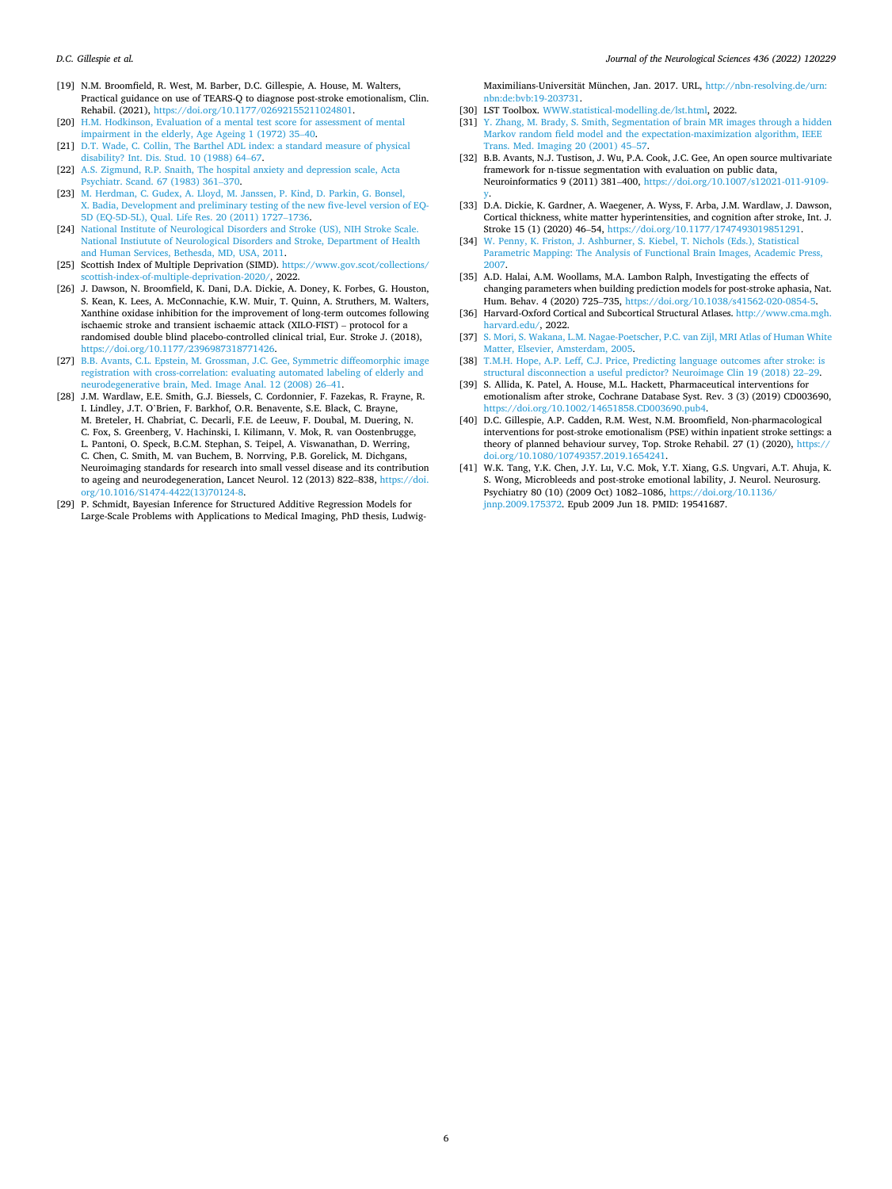[19] N.M. Broomfield, R. West, M. Barber, D.C. Gillespie, A. House, M. Walters, Practical guidance on use of TEARS-Q to diagnose post-stroke emotionalism, Clin. Rehabil. (2021), https://doi.org/10.1177/02692155211024801.

[20] H.M. Hodkinson, Evaluation of a mental test score for assessment of mental impairment in the elderly, Age Ageing 1 (1972) 35–40.

[21] D.T. Wade, C. Collin, The Barthel ADL index: a standard measure of physical disability? Int. Dis. Stud. 10 (1988) 64–67.

[22] A.S. Zigmund, R.P. Snaith, The hospital anxiety and depression scale, Acta Psychiatr. Scand. 67 (1983) 361–370.

[23] M. Herdman, C. Gudex, A. Lloyd, M. Janssen, P. Kind, D. Parkin, G. Bonsel, X. Badia, Development and preliminary testing of the new five-level version of EQ-5D (EQ-5D-5L), Qual. Life Res. 20 (2011) 1727–1736.

[24] National Institute of Neurological Disorders and Stroke (US), NIH Stroke Scale. National Instiutute of Neurological Disorders and Stroke, Department of Health and Human Services, Bethesda, MD, USA, 2011.

[25] Scottish Index of Multiple Deprivation (SIMD). https://www.gov.scot/collections/scottish-index-of-multiple-deprivation-2020/, 2022.

[26] J. Dawson, N. Broomfield, K. Dani, D.A. Dickie, A. Doney, K. Forbes, G. Houston, S. Kean, K. Lees, A. McConnachie, K.W. Muir, T. Quinn, A. Struthers, M. Walters, Xanthine oxidase inhibition for the improvement of long-term outcomes following ischaemic stroke and transient ischaemic attack (XILO-FIST) – protocol for a randomised double blind placebo-controlled clinical trial, Eur. Stroke J. (2018), https://doi.org/10.1177/2396987318771426.

[27] B.B. Avants, C.L. Epstein, M. Grossman, J.C. Gee, Symmetric diffeomorphic image registration with cross-correlation: evaluating automated labeling of elderly and neurodegenerative brain, Med. Image Anal. 12 (2008) 26–41.

[28] J.M. Wardlaw, E.E. Smith, G.J. Biessels, C. Cordonnier, F. Fazekas, R. Frayne, R. I. Lindley, J.T. O`Brien, F. Barkhof, O.R. Benavente, S.E. Black, C. Brayne, M. Breteler, H. Chabriat, C. Decarli, F.E. de Leeuw, F. Doubal, M. Duering, N. C. Fox, S. Greenberg, V. Hachinski, I. Kilimann, V. Mok, R. van Oostenbrugge, L. Pantoni, O. Speck, B.C.M. Stephan, S. Teipel, A. Viswanathan, D. Werring, C. Chen, C. Smith, M. van Buchem, B. Norrving, P.B. Gorelick, M. Dichgans, Neuroimaging standards for research into small vessel disease and its contribution to ageing and neurodegeneration, Lancet Neurol. 12 (2013) 822–838, https://doi.org/10.1016/S1474-4422(13)70124-8.

[29] P. Schmidt, Bayesian Inference for Structured Additive Regression Models for Large-Scale Problems with Applications to Medical Imaging, PhD thesis, Ludwig-Maximilians-Universität München, Jan. 2017. URL, http://nbn-resolving.de/urn:nbn:de:bvb:19-203731.

[30] LST Toolbox. WWW.statistical-modelling.de/lst.html, 2022.

[31] Y. Zhang, M. Brady, S. Smith, Segmentation of brain MR images through a hidden Markov random field model and the expectation-maximization algorithm, IEEE Trans. Med. Imaging 20 (2001) 45–57.

[32] B.B. Avants, N.J. Tustison, J. Wu, P.A. Cook, J.C. Gee, An open source multivariate framework for n-tissue segmentation with evaluation on public data, Neuroinformatics 9 (2011) 381–400, https://doi.org/10.1007/s12021-011-9109-y.

[33] D.A. Dickie, K. Gardner, A. Waegener, A. Wyss, F. Arba, J.M. Wardlaw, J. Dawson, Cortical thickness, white matter hyperintensities, and cognition after stroke, Int. J. Stroke 15 (1) (2020) 46–54, https://doi.org/10.1177/1747493019851291.

[34] W. Penny, K. Friston, J. Ashburner, S. Kiebel, T. Nichols (Eds.), Statistical Parametric Mapping: The Analysis of Functional Brain Images, Academic Press, 2007.

[35] A.D. Halai, A.M. Woollams, M.A. Lambon Ralph, Investigating the effects of changing parameters when building prediction models for post-stroke aphasia, Nat. Hum. Behav. 4 (2020) 725–735, https://doi.org/10.1038/s41562-020-0854-5.

[36] Harvard-Oxford Cortical and Subcortical Structural Atlases. http://www.cma.mgh.harvard.edu/, 2022.

[37] S. Mori, S. Wakana, L.M. Nagae-Poetscher, P.C. van Zijl, MRI Atlas of Human White Matter, Elsevier, Amsterdam, 2005.

[38] T.M.H. Hope, A.P. Leff, C.J. Price, Predicting language outcomes after stroke: is structural disconnection a useful predictor? Neuroimage Clin 19 (2018) 22–29.

[39] S. Allida, K. Patel, A. House, M.L. Hackett, Pharmaceutical interventions for emotionalism after stroke, Cochrane Database Syst. Rev. 3 (3) (2019) CD003690, https://doi.org/10.1002/14651858.CD003690.pub4.

[40] D.C. Gillespie, A.P. Cadden, R.M. West, N.M. Broomfield, Non-pharmacological interventions for post-stroke emotionalism (PSE) within inpatient stroke settings: a theory of planned behaviour survey, Top. Stroke Rehabil. 27 (1) (2020), https://doi.org/10.1080/10749357.2019.1654241.

[41] W.K. Tang, Y.K. Chen, J.Y. Lu, V.C. Mok, Y.T. Xiang, G.S. Ungvari, A.T. Ahuja, K. S. Wong, Microbleeds and post-stroke emotional lability, J. Neurol. Neurosurg. Psychiatry 80 (10) (2009 Oct) 1082–1086, https://doi.org/10.1136/jnnp.2009.175372. Epub 2009 Jun 18. PMID: 19541687.